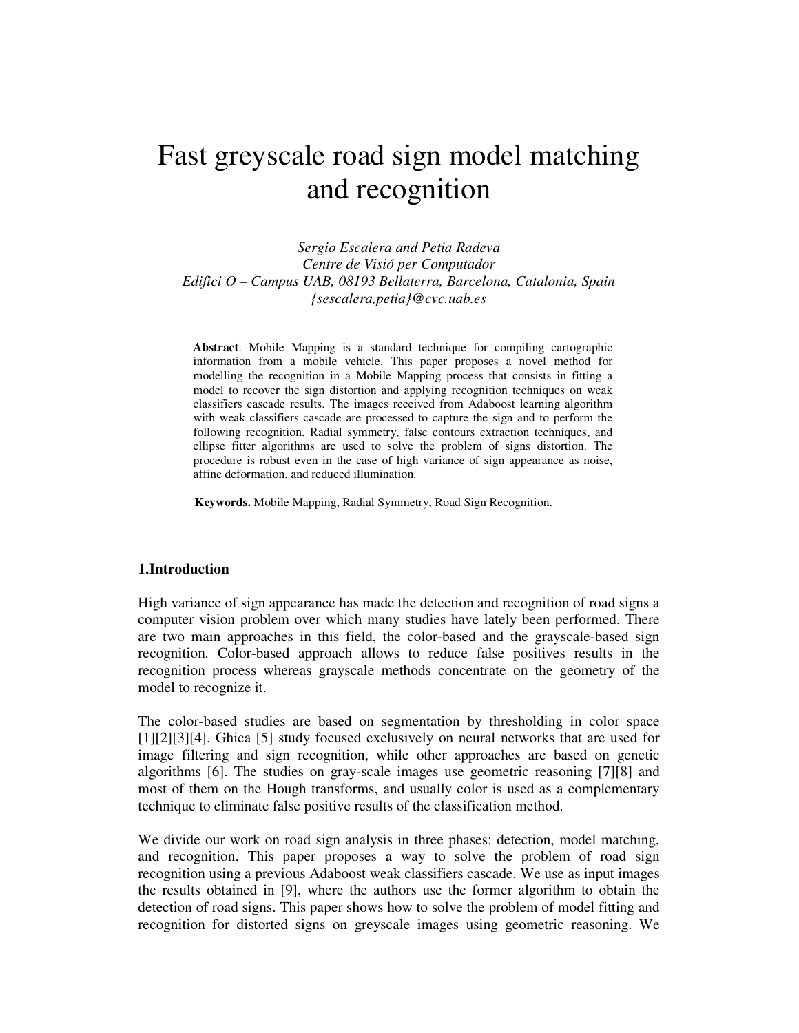# Fast greyscale road sign model matching and recognition

*Sergio Escalera and Petia Radeva*
*Centre de Visió per Computador*
*Edifici O – Campus UAB, 08193 Bellaterra, Barcelona, Catalonia, Spain*
*{sescalera,petia}@cvc.uab.es*

**Abstract**. Mobile Mapping is a standard technique for compiling cartographic information from a mobile vehicle. This paper proposes a novel method for modelling the recognition in a Mobile Mapping process that consists in fitting a model to recover the sign distortion and applying recognition techniques on weak classifiers cascade results. The images received from Adaboost learning algorithm with weak classifiers cascade are processed to capture the sign and to perform the following recognition. Radial symmetry, false contours extraction techniques, and ellipse fitter algorithms are used to solve the problem of signs distortion. The procedure is robust even in the case of high variance of sign appearance as noise, affine deformation, and reduced illumination.

**Keywords.** Mobile Mapping, Radial Symmetry, Road Sign Recognition.

## 1.Introduction

High variance of sign appearance has made the detection and recognition of road signs a computer vision problem over which many studies have lately been performed. There are two main approaches in this field, the color-based and the grayscale-based sign recognition. Color-based approach allows to reduce false positives results in the recognition process whereas grayscale methods concentrate on the geometry of the model to recognize it.

The color-based studies are based on segmentation by thresholding in color space [1][2][3][4]. Ghica [5] study focused exclusively on neural networks that are used for image filtering and sign recognition, while other approaches are based on genetic algorithms [6]. The studies on gray-scale images use geometric reasoning [7][8] and most of them on the Hough transforms, and usually color is used as a complementary technique to eliminate false positive results of the classification method.

We divide our work on road sign analysis in three phases: detection, model matching, and recognition. This paper proposes a way to solve the problem of road sign recognition using a previous Adaboost weak classifiers cascade. We use as input images the results obtained in [9], where the authors use the former algorithm to obtain the detection of road signs. This paper shows how to solve the problem of model fitting and recognition for distorted signs on greyscale images using geometric reasoning. We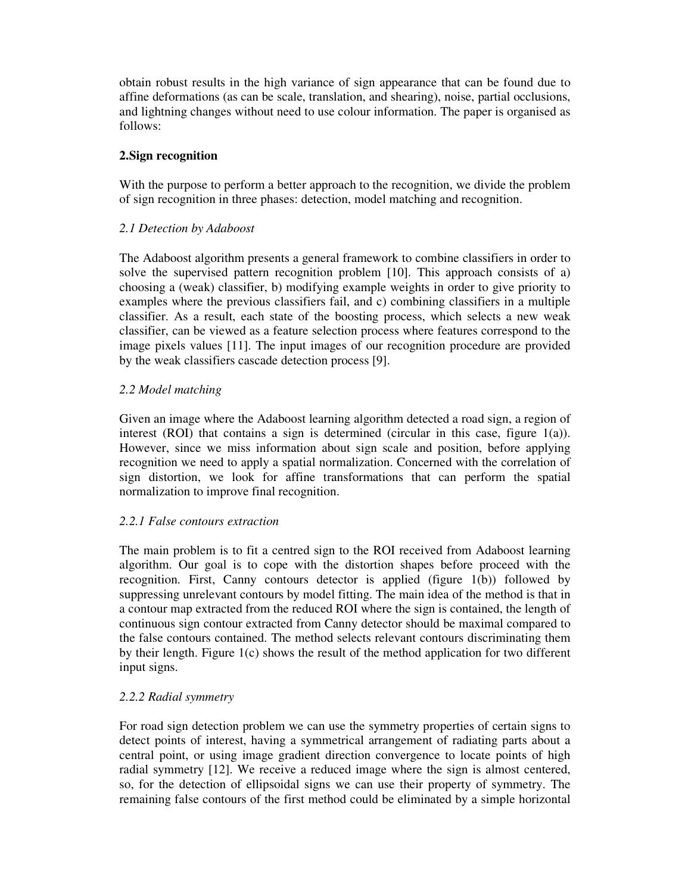obtain robust results in the high variance of sign appearance that can be found due to affine deformations (as can be scale, translation, and shearing), noise, partial occlusions, and lightning changes without need to use colour information. The paper is organised as follows:

## 2.Sign recognition

With the purpose to perform a better approach to the recognition, we divide the problem of sign recognition in three phases: detection, model matching and recognition.

### *2.1 Detection by Adaboost*

The Adaboost algorithm presents a general framework to combine classifiers in order to solve the supervised pattern recognition problem [10]. This approach consists of a) choosing a (weak) classifier, b) modifying example weights in order to give priority to examples where the previous classifiers fail, and c) combining classifiers in a multiple classifier. As a result, each state of the boosting process, which selects a new weak classifier, can be viewed as a feature selection process where features correspond to the image pixels values [11]. The input images of our recognition procedure are provided by the weak classifiers cascade detection process [9].

### *2.2 Model matching*

Given an image where the Adaboost learning algorithm detected a road sign, a region of interest (ROI) that contains a sign is determined (circular in this case, figure 1(a)). However, since we miss information about sign scale and position, before applying recognition we need to apply a spatial normalization. Concerned with the correlation of sign distortion, we look for affine transformations that can perform the spatial normalization to improve final recognition.

#### *2.2.1 False contours extraction*

The main problem is to fit a centred sign to the ROI received from Adaboost learning algorithm. Our goal is to cope with the distortion shapes before proceed with the recognition. First, Canny contours detector is applied (figure 1(b)) followed by suppressing unrelevant contours by model fitting. The main idea of the method is that in a contour map extracted from the reduced ROI where the sign is contained, the length of continuous sign contour extracted from Canny detector should be maximal compared to the false contours contained. The method selects relevant contours discriminating them by their length. Figure 1(c) shows the result of the method application for two different input signs.

#### *2.2.2 Radial symmetry*

For road sign detection problem we can use the symmetry properties of certain signs to detect points of interest, having a symmetrical arrangement of radiating parts about a central point, or using image gradient direction convergence to locate points of high radial symmetry [12]. We receive a reduced image where the sign is almost centered, so, for the detection of ellipsoidal signs we can use their property of symmetry. The remaining false contours of the first method could be eliminated by a simple horizontal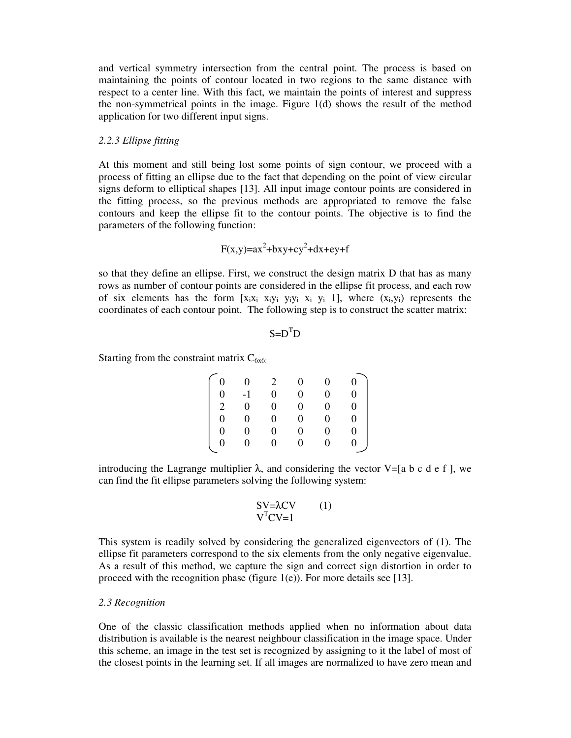and vertical symmetry intersection from the central point. The process is based on maintaining the points of contour located in two regions to the same distance with respect to a center line. With this fact, we maintain the points of interest and suppress the non-symmetrical points in the image. Figure 1(d) shows the result of the method application for two different input signs.

### *2.2.3 Ellipse fitting*

At this moment and still being lost some points of sign contour, we proceed with a process of fitting an ellipse due to the fact that depending on the point of view circular signs deform to elliptical shapes [13]. All input image contour points are considered in the fitting process, so the previous methods are appropriated to remove the false contours and keep the ellipse fit to the contour points. The objective is to find the parameters of the following function:

$$F(x,y)=ax^2+bxy+cy^2+dx+ey+f$$

so that they define an ellipse. First, we construct the design matrix D that has as many rows as number of contour points are considered in the ellipse fit process, and each row of six elements has the form $[x_ix_i \; x_iy_i \; y_iy_i \; x_i \; y_i \; 1]$, where $(x_i,y_i)$ represents the coordinates of each contour point. The following step is to construct the scatter matrix:

$$S=D^TD$$

Starting from the constraint matrix $C_{6x6:}$

$$\begin{pmatrix} 0 & 0 & 2 & 0 & 0 & 0 \\ 0 & -1 & 0 & 0 & 0 & 0 \\ 2 & 0 & 0 & 0 & 0 & 0 \\ 0 & 0 & 0 & 0 & 0 & 0 \\ 0 & 0 & 0 & 0 & 0 & 0 \\ 0 & 0 & 0 & 0 & 0 & 0 \end{pmatrix}$$

introducing the Lagrange multiplier $\lambda$, and considering the vector $V=[a \; b \; c \; d \; e \; f]$, we can find the fit ellipse parameters solving the following system:

$$\begin{aligned} SV&=\lambda CV \qquad (1) \\ V^TCV&=1 \end{aligned}$$

This system is readily solved by considering the generalized eigenvectors of (1). The ellipse fit parameters correspond to the six elements from the only negative eigenvalue. As a result of this method, we capture the sign and correct sign distortion in order to proceed with the recognition phase (figure 1(e)). For more details see [13].

### *2.3 Recognition*

One of the classic classification methods applied when no information about data distribution is available is the nearest neighbour classification in the image space. Under this scheme, an image in the test set is recognized by assigning to it the label of most of the closest points in the learning set. If all images are normalized to have zero mean and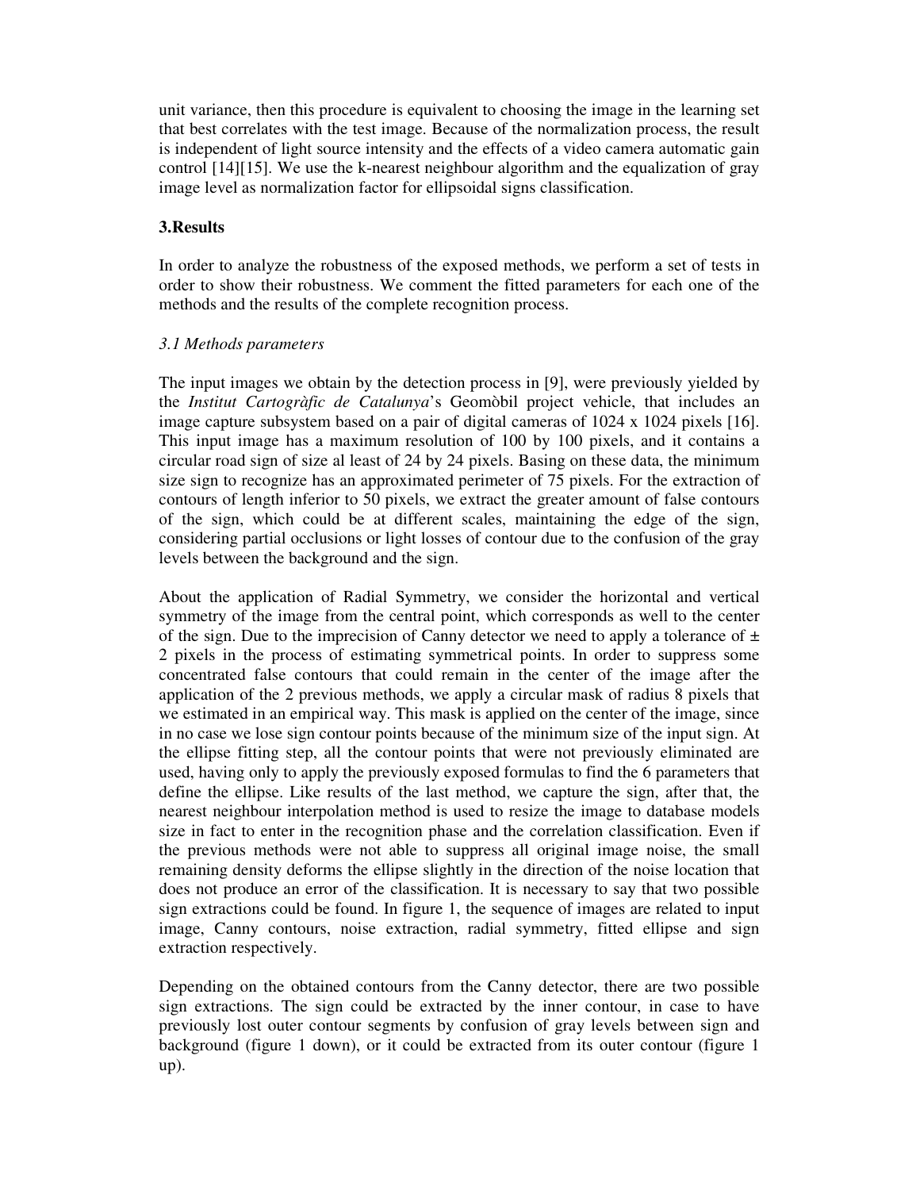unit variance, then this procedure is equivalent to choosing the image in the learning set that best correlates with the test image. Because of the normalization process, the result is independent of light source intensity and the effects of a video camera automatic gain control [14][15]. We use the k-nearest neighbour algorithm and the equalization of gray image level as normalization factor for ellipsoidal signs classification.

## 3.Results

In order to analyze the robustness of the exposed methods, we perform a set of tests in order to show their robustness. We comment the fitted parameters for each one of the methods and the results of the complete recognition process.

### *3.1 Methods parameters*

The input images we obtain by the detection process in [9], were previously yielded by the *Institut Cartogràfic de Catalunya*'s Geomòbil project vehicle, that includes an image capture subsystem based on a pair of digital cameras of 1024 x 1024 pixels [16]. This input image has a maximum resolution of 100 by 100 pixels, and it contains a circular road sign of size al least of 24 by 24 pixels. Basing on these data, the minimum size sign to recognize has an approximated perimeter of 75 pixels. For the extraction of contours of length inferior to 50 pixels, we extract the greater amount of false contours of the sign, which could be at different scales, maintaining the edge of the sign, considering partial occlusions or light losses of contour due to the confusion of the gray levels between the background and the sign.

About the application of Radial Symmetry, we consider the horizontal and vertical symmetry of the image from the central point, which corresponds as well to the center of the sign. Due to the imprecision of Canny detector we need to apply a tolerance of ± 2 pixels in the process of estimating symmetrical points. In order to suppress some concentrated false contours that could remain in the center of the image after the application of the 2 previous methods, we apply a circular mask of radius 8 pixels that we estimated in an empirical way. This mask is applied on the center of the image, since in no case we lose sign contour points because of the minimum size of the input sign. At the ellipse fitting step, all the contour points that were not previously eliminated are used, having only to apply the previously exposed formulas to find the 6 parameters that define the ellipse. Like results of the last method, we capture the sign, after that, the nearest neighbour interpolation method is used to resize the image to database models size in fact to enter in the recognition phase and the correlation classification. Even if the previous methods were not able to suppress all original image noise, the small remaining density deforms the ellipse slightly in the direction of the noise location that does not produce an error of the classification. It is necessary to say that two possible sign extractions could be found. In figure 1, the sequence of images are related to input image, Canny contours, noise extraction, radial symmetry, fitted ellipse and sign extraction respectively.

Depending on the obtained contours from the Canny detector, there are two possible sign extractions. The sign could be extracted by the inner contour, in case to have previously lost outer contour segments by confusion of gray levels between sign and background (figure 1 down), or it could be extracted from its outer contour (figure 1 up).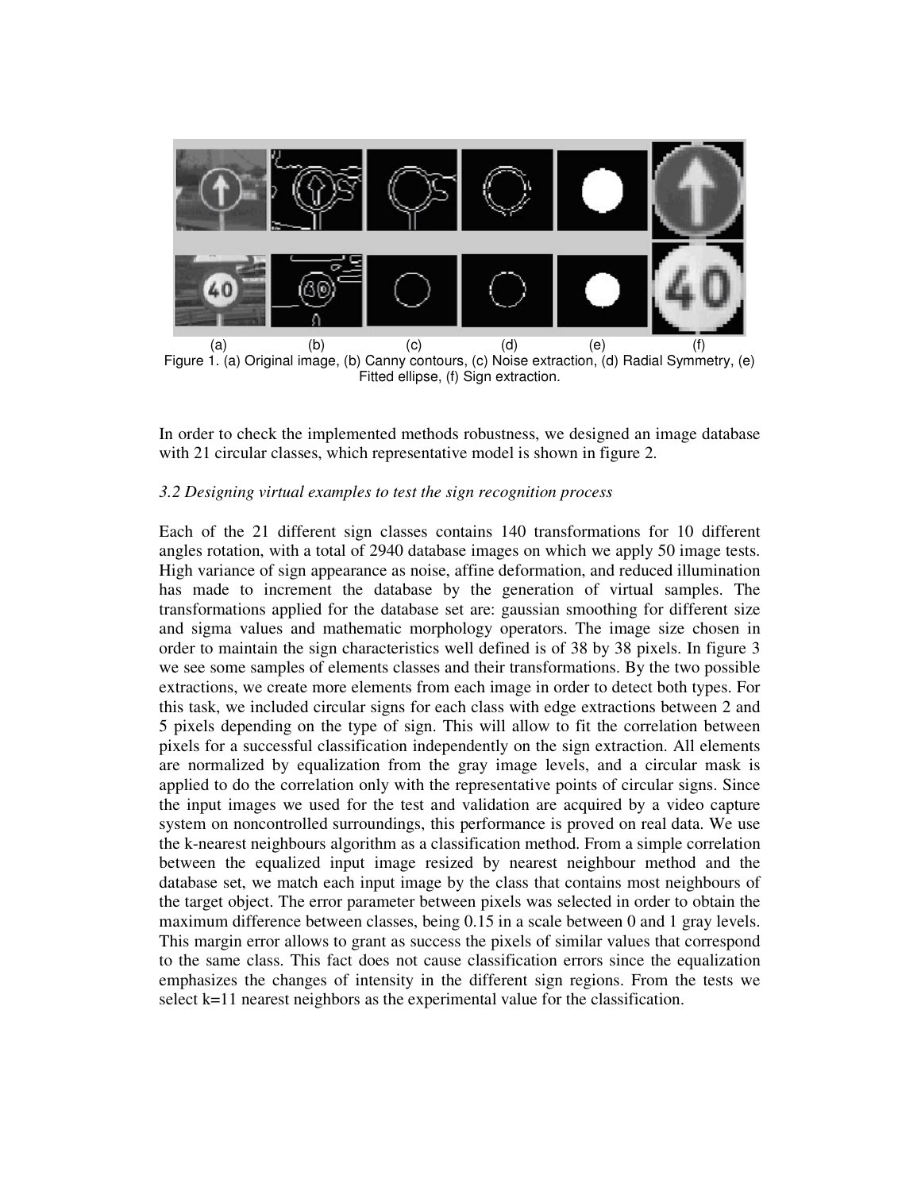(a) (b) (c) (d) (e) (f)

Figure 1. (a) Original image, (b) Canny contours, (c) Noise extraction, (d) Radial Symmetry, (e) Fitted ellipse, (f) Sign extraction.

In order to check the implemented methods robustness, we designed an image database with 21 circular classes, which representative model is shown in figure 2.

### *3.2 Designing virtual examples to test the sign recognition process*

Each of the 21 different sign classes contains 140 transformations for 10 different angles rotation, with a total of 2940 database images on which we apply 50 image tests. High variance of sign appearance as noise, affine deformation, and reduced illumination has made to increment the database by the generation of virtual samples. The transformations applied for the database set are: gaussian smoothing for different size and sigma values and mathematic morphology operators. The image size chosen in order to maintain the sign characteristics well defined is of 38 by 38 pixels. In figure 3 we see some samples of elements classes and their transformations. By the two possible extractions, we create more elements from each image in order to detect both types. For this task, we included circular signs for each class with edge extractions between 2 and 5 pixels depending on the type of sign. This will allow to fit the correlation between pixels for a successful classification independently on the sign extraction. All elements are normalized by equalization from the gray image levels, and a circular mask is applied to do the correlation only with the representative points of circular signs. Since the input images we used for the test and validation are acquired by a video capture system on noncontrolled surroundings, this performance is proved on real data. We use the k-nearest neighbours algorithm as a classification method. From a simple correlation between the equalized input image resized by nearest neighbour method and the database set, we match each input image by the class that contains most neighbours of the target object. The error parameter between pixels was selected in order to obtain the maximum difference between classes, being 0.15 in a scale between 0 and 1 gray levels. This margin error allows to grant as success the pixels of similar values that correspond to the same class. This fact does not cause classification errors since the equalization emphasizes the changes of intensity in the different sign regions. From the tests we select k=11 nearest neighbors as the experimental value for the classification.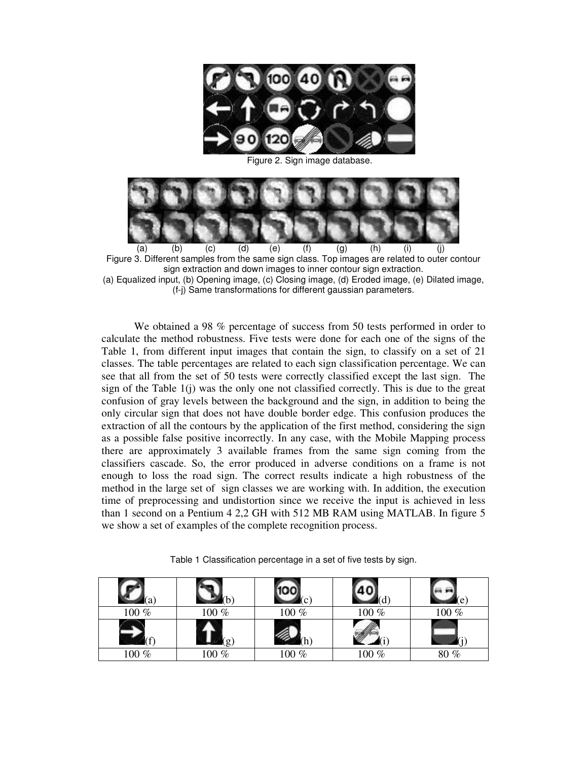Figure 2. Sign image database.

(a) (b) (c) (d) (e) (f) (g) (h) (i) (j)

Figure 3. Different samples from the same sign class. Top images are related to outer contour sign extraction and down images to inner contour sign extraction.
(a) Equalized input, (b) Opening image, (c) Closing image, (d) Eroded image, (e) Dilated image, (f-j) Same transformations for different gaussian parameters.

We obtained a 98 % percentage of success from 50 tests performed in order to calculate the method robustness. Five tests were done for each one of the signs of the Table 1, from different input images that contain the sign, to classify on a set of 21 classes. The table percentages are related to each sign classification percentage. We can see that all from the set of 50 tests were correctly classified except the last sign. The sign of the Table 1(j) was the only one not classified correctly. This is due to the great confusion of gray levels between the background and the sign, in addition to being the only circular sign that does not have double border edge. This confusion produces the extraction of all the contours by the application of the first method, considering the sign as a possible false positive incorrectly. In any case, with the Mobile Mapping process there are approximately 3 available frames from the same sign coming from the classifiers cascade. So, the error produced in adverse conditions on a frame is not enough to loss the road sign. The correct results indicate a high robustness of the method in the large set of sign classes we are working with. In addition, the execution time of preprocessing and undistortion since we receive the input is achieved in less than 1 second on a Pentium 4 2,2 GH with 512 MB RAM using MATLAB. In figure 5 we show a set of examples of the complete recognition process.

Table 1 Classification percentage in a set of five tests by sign.

| (a) | (b) | (c) | (d) | (e) |
|---|---|---|---|---|
| 100 % | 100 % | 100 % | 100 % | 100 % |
| (f) | (g) | (h) | (i) | (j) |
| 100 % | 100 % | 100 % | 100 % | 80 % |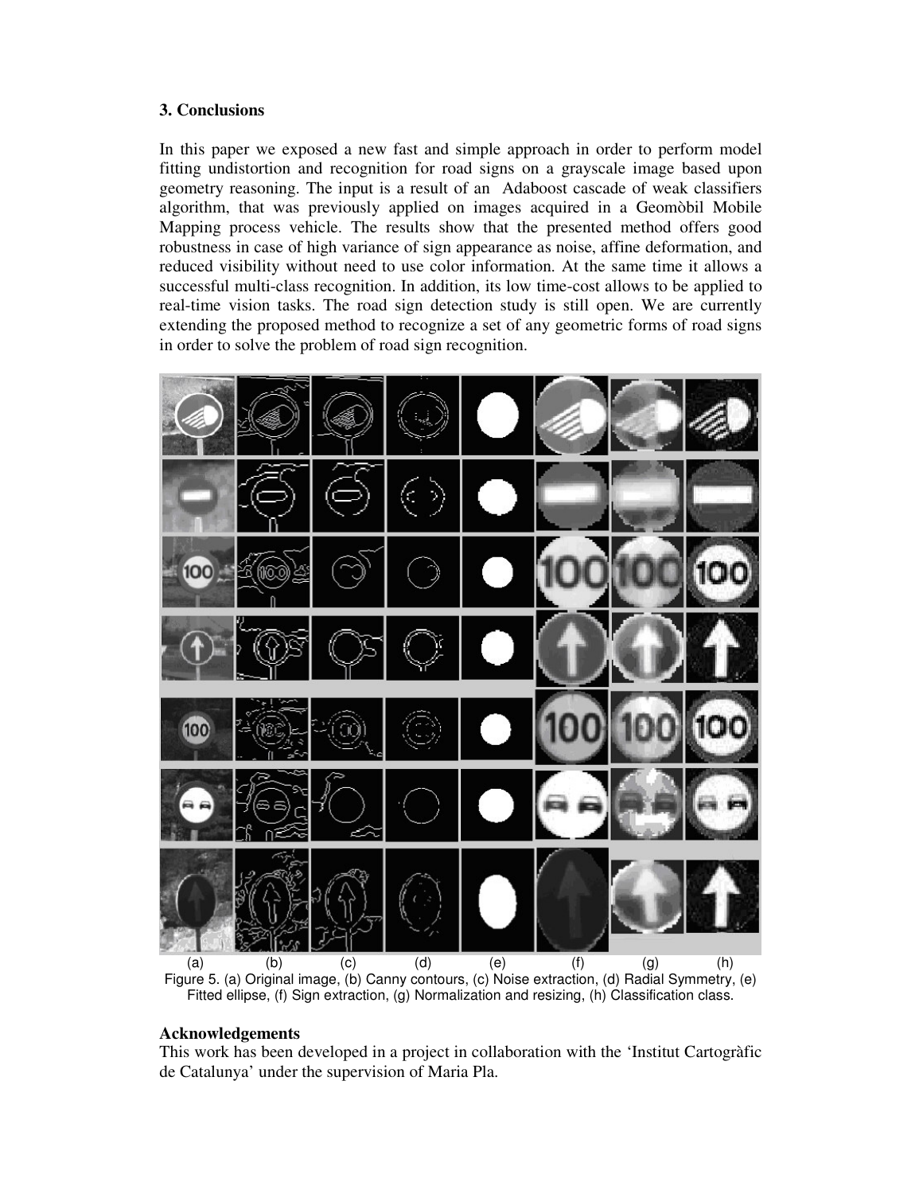### 3. Conclusions

In this paper we exposed a new fast and simple approach in order to perform model fitting undistortion and recognition for road signs on a grayscale image based upon geometry reasoning. The input is a result of an Adaboost cascade of weak classifiers algorithm, that was previously applied on images acquired in a Geomòbil Mobile Mapping process vehicle. The results show that the presented method offers good robustness in case of high variance of sign appearance as noise, affine deformation, and reduced visibility without need to use color information. At the same time it allows a successful multi-class recognition. In addition, its low time-cost allows to be applied to real-time vision tasks. The road sign detection study is still open. We are currently extending the proposed method to recognize a set of any geometric forms of road signs in order to solve the problem of road sign recognition.

Figure 5. (a) Original image, (b) Canny contours, (c) Noise extraction, (d) Radial Symmetry, (e) Fitted ellipse, (f) Sign extraction, (g) Normalization and resizing, (h) Classification class.

**Acknowledgements**

This work has been developed in a project in collaboration with the 'Institut Cartogràfic de Catalunya' under the supervision of Maria Pla.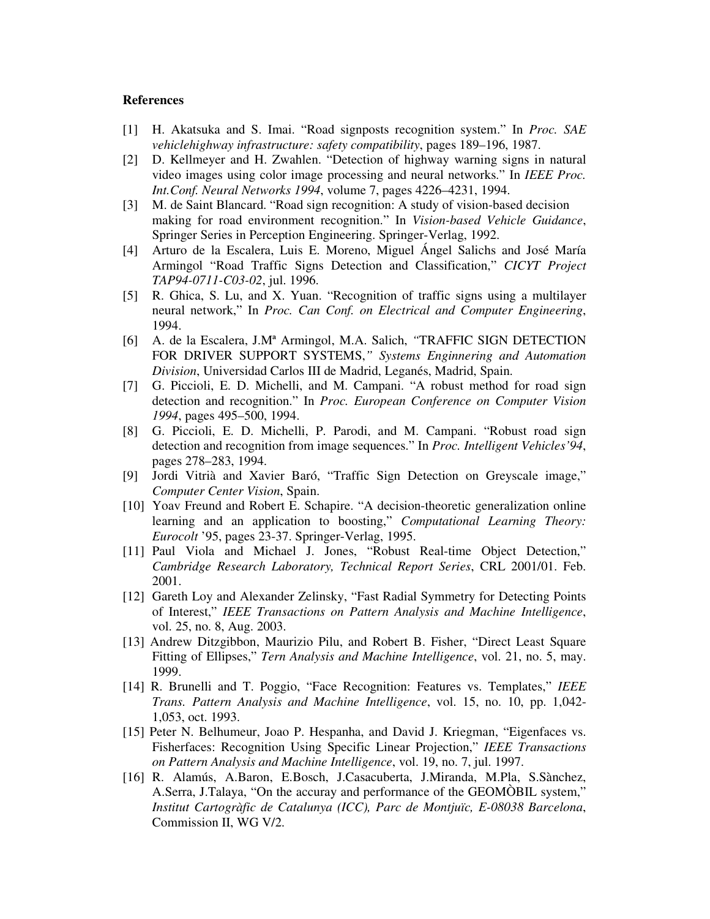**References**

[1] H. Akatsuka and S. Imai. "Road signposts recognition system." In *Proc. SAE vehiclehighway infrastructure: safety compatibility*, pages 189–196, 1987.

[2] D. Kellmeyer and H. Zwahlen. "Detection of highway warning signs in natural video images using color image processing and neural networks." In *IEEE Proc. Int.Conf. Neural Networks 1994*, volume 7, pages 4226–4231, 1994.

[3] M. de Saint Blancard. "Road sign recognition: A study of vision-based decision making for road environment recognition." In *Vision-based Vehicle Guidance*, Springer Series in Perception Engineering. Springer-Verlag, 1992.

[4] Arturo de la Escalera, Luis E. Moreno, Miguel Ángel Salichs and José María Armingol "Road Traffic Signs Detection and Classification," *CICYT Project TAP94-0711-C03-02*, jul. 1996.

[5] R. Ghica, S. Lu, and X. Yuan. "Recognition of traffic signs using a multilayer neural network," In *Proc. Can Conf. on Electrical and Computer Engineering*, 1994.

[6] A. de la Escalera, J.Mª Armingol, M.A. Salich, "TRAFFIC SIGN DETECTION FOR DRIVER SUPPORT SYSTEMS," *Systems Enginnering and Automation Division*, Universidad Carlos III de Madrid, Leganés, Madrid, Spain.

[7] G. Piccioli, E. D. Michelli, and M. Campani. "A robust method for road sign detection and recognition." In *Proc. European Conference on Computer Vision 1994*, pages 495–500, 1994.

[8] G. Piccioli, E. D. Michelli, P. Parodi, and M. Campani. "Robust road sign detection and recognition from image sequences." In *Proc. Intelligent Vehicles'94*, pages 278–283, 1994.

[9] Jordi Vitrià and Xavier Baró, "Traffic Sign Detection on Greyscale image," *Computer Center Vision*, Spain.

[10] Yoav Freund and Robert E. Schapire. "A decision-theoretic generalization online learning and an application to boosting," *Computational Learning Theory: Eurocolt* '95, pages 23-37. Springer-Verlag, 1995.

[11] Paul Viola and Michael J. Jones, "Robust Real-time Object Detection," *Cambridge Research Laboratory, Technical Report Series*, CRL 2001/01. Feb. 2001.

[12] Gareth Loy and Alexander Zelinsky, "Fast Radial Symmetry for Detecting Points of Interest," *IEEE Transactions on Pattern Analysis and Machine Intelligence*, vol. 25, no. 8, Aug. 2003.

[13] Andrew Ditzgibbon, Maurizio Pilu, and Robert B. Fisher, "Direct Least Square Fitting of Ellipses," *Tern Analysis and Machine Intelligence*, vol. 21, no. 5, may. 1999.

[14] R. Brunelli and T. Poggio, "Face Recognition: Features vs. Templates," *IEEE Trans. Pattern Analysis and Machine Intelligence*, vol. 15, no. 10, pp. 1,042-1,053, oct. 1993.

[15] Peter N. Belhumeur, Joao P. Hespanha, and David J. Kriegman, "Eigenfaces vs. Fisherfaces: Recognition Using Specific Linear Projection," *IEEE Transactions on Pattern Analysis and Machine Intelligence*, vol. 19, no. 7, jul. 1997.

[16] R. Alamús, A.Baron, E.Bosch, J.Casacuberta, J.Miranda, M.Pla, S.Sànchez, A.Serra, J.Talaya, "On the accuray and performance of the GEOMÒBIL system," *Institut Cartogràfic de Catalunya (ICC), Parc de Montjuïc, E-08038 Barcelona*, Commission II, WG V/2.